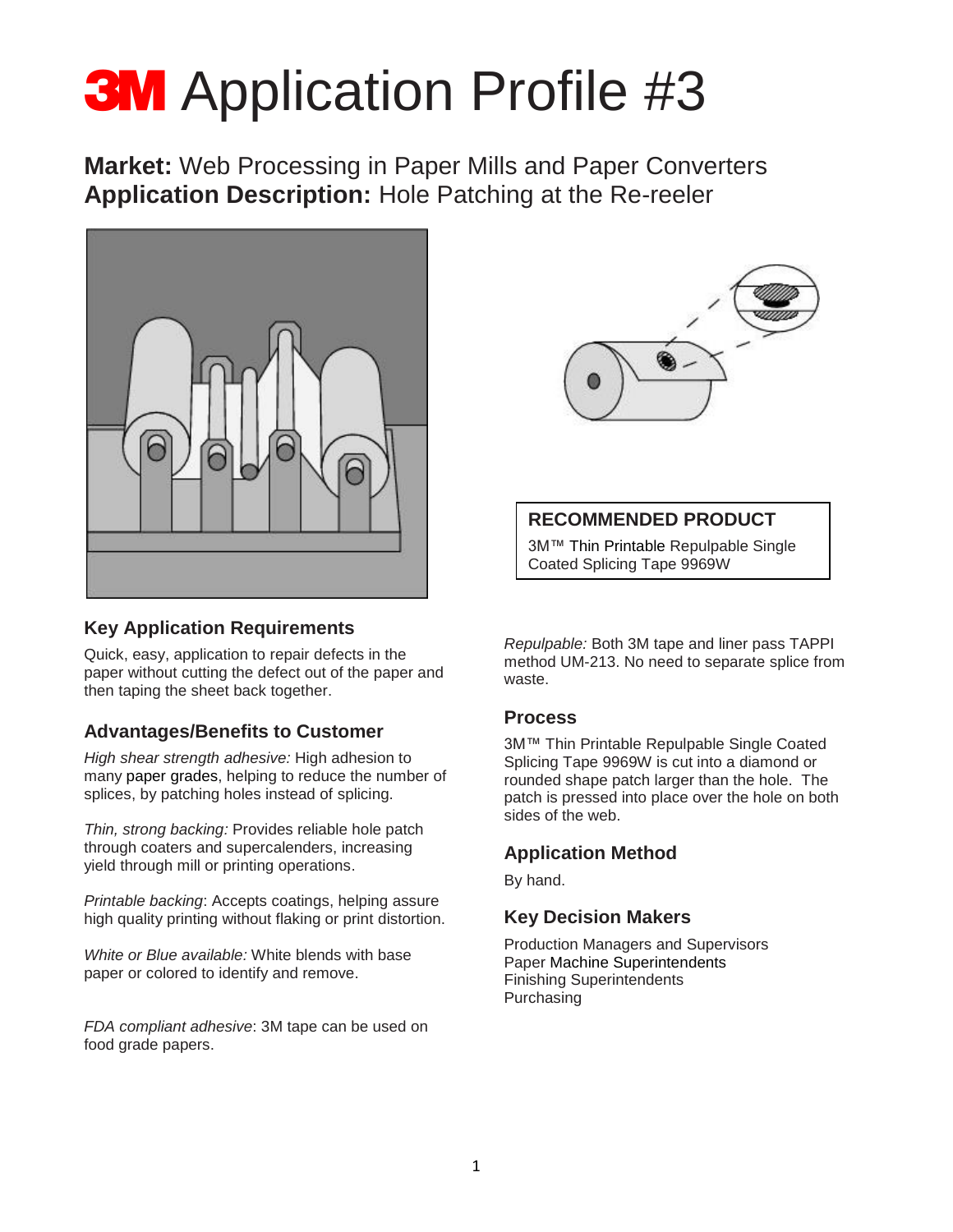# 3M Application Profile #3

## **Market:** Web Processing in Paper Mills and Paper Converters
## **Application Description:** Hole Patching at the Re-reeler

**RECOMMENDED PRODUCT**

3M™ Thin Printable Repulpable Single Coated Splicing Tape 9969W

### Key Application Requirements

Quick, easy, application to repair defects in the paper without cutting the defect out of the paper and then taping the sheet back together.

### Advantages/Benefits to Customer

*High shear strength adhesive:* High adhesion to many paper grades, helping to reduce the number of splices, by patching holes instead of splicing.

*Thin, strong backing:* Provides reliable hole patch through coaters and supercalenders, increasing yield through mill or printing operations.

*Printable backing*: Accepts coatings, helping assure high quality printing without flaking or print distortion.

*White or Blue available:* White blends with base paper or colored to identify and remove.

*FDA compliant adhesive*: 3M tape can be used on food grade papers.

*Repulpable:* Both 3M tape and liner pass TAPPI method UM-213. No need to separate splice from waste.

### Process

3M™ Thin Printable Repulpable Single Coated Splicing Tape 9969W is cut into a diamond or rounded shape patch larger than the hole. The patch is pressed into place over the hole on both sides of the web.

### Application Method

By hand.

### Key Decision Makers

Production Managers and Supervisors
Paper Machine Superintendents
Finishing Superintendents
Purchasing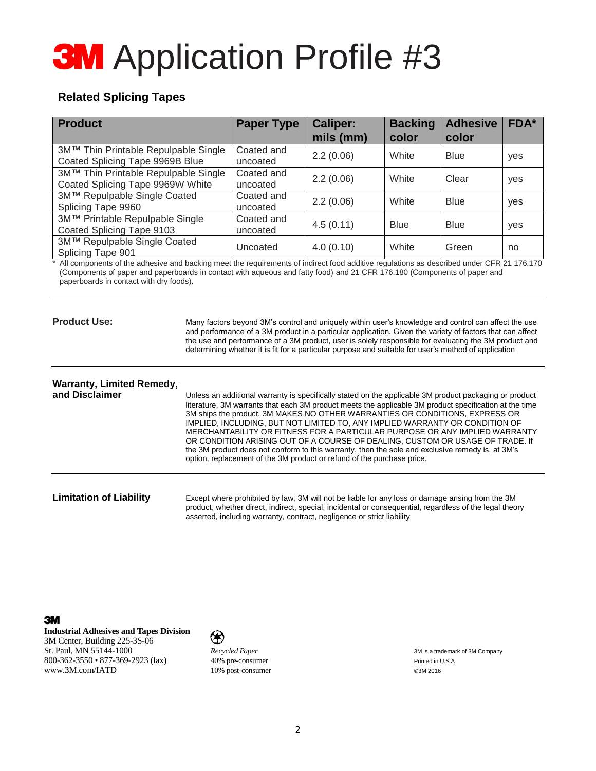# 3M Application Profile #3

## Related Splicing Tapes

| Product | Paper Type | Caliper: mils (mm) | Backing color | Adhesive color | FDA* |
|---|---|---|---|---|---|
| 3M™ Thin Printable Repulpable Single Coated Splicing Tape 9969B Blue | Coated and uncoated | 2.2 (0.06) | White | Blue | yes |
| 3M™ Thin Printable Repulpable Single Coated Splicing Tape 9969W White | Coated and uncoated | 2.2 (0.06) | White | Clear | yes |
| 3M™ Repulpable Single Coated Splicing Tape 9960 | Coated and uncoated | 2.2 (0.06) | White | Blue | yes |
| 3M™ Printable Repulpable Single Coated Splicing Tape 9103 | Coated and uncoated | 4.5 (0.11) | Blue | Blue | yes |
| 3M™ Repulpable Single Coated Splicing Tape 901 | Uncoated | 4.0 (0.10) | White | Green | no |

\* All components of the adhesive and backing meet the requirements of indirect food additive regulations as described under CFR 21 176.170 (Components of paper and paperboards in contact with aqueous and fatty food) and 21 CFR 176.180 (Components of paper and paperboards in contact with dry foods).

---

**Product Use:**

Many factors beyond 3M's control and uniquely within user's knowledge and control can affect the use and performance of a 3M product in a particular application. Given the variety of factors that can affect the use and performance of a 3M product, user is solely responsible for evaluating the 3M product and determining whether it is fit for a particular purpose and suitable for user's method of application

---

**Warranty, Limited Remedy, and Disclaimer**

Unless an additional warranty is specifically stated on the applicable 3M product packaging or product literature, 3M warrants that each 3M product meets the applicable 3M product specification at the time 3M ships the product. 3M MAKES NO OTHER WARRANTIES OR CONDITIONS, EXPRESS OR IMPLIED, INCLUDING, BUT NOT LIMITED TO, ANY IMPLIED WARRANTY OR CONDITION OF MERCHANTABILITY OR FITNESS FOR A PARTICULAR PURPOSE OR ANY IMPLIED WARRANTY OR CONDITION ARISING OUT OF A COURSE OF DEALING, CUSTOM OR USAGE OF TRADE. If the 3M product does not conform to this warranty, then the sole and exclusive remedy is, at 3M's option, replacement of the 3M product or refund of the purchase price.

---

**Limitation of Liability**

Except where prohibited by law, 3M will not be liable for any loss or damage arising from the 3M product, whether direct, indirect, special, incidental or consequential, regardless of the legal theory asserted, including warranty, contract, negligence or strict liability

3M

**Industrial Adhesives and Tapes Division**
3M Center, Building 225-3S-06
St. Paul, MN 55144-1000
800-362-3550 • 877-369-2923 (fax)
www.3M.com/IATD

*Recycled Paper*
40% pre-consumer
10% post-consumer

3M is a trademark of 3M Company
Printed in U.S.A
©3M 2016